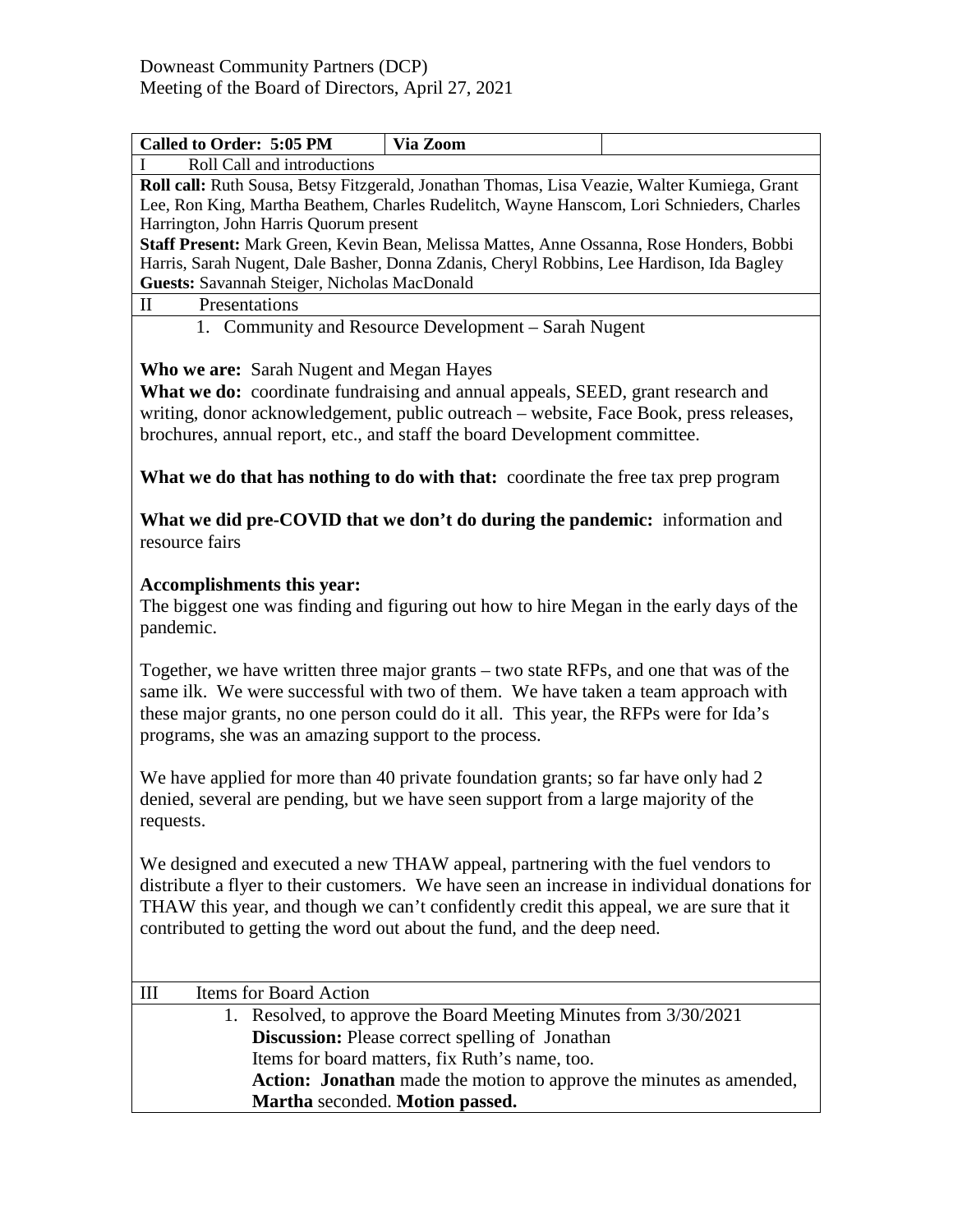Downeast Community Partners (DCP)
Meeting of the Board of Directors, April 27, 2021

| Called to Order: 5:05 PM | Via Zoom | |
|---|---|---|

I Roll Call and introductions

**Roll call:** Ruth Sousa, Betsy Fitzgerald, Jonathan Thomas, Lisa Veazie, Walter Kumiega, Grant Lee, Ron King, Martha Beathem, Charles Rudelitch, Wayne Hanscom, Lori Schnieders, Charles Harrington, John Harris Quorum present

**Staff Present:** Mark Green, Kevin Bean, Melissa Mattes, Anne Ossanna, Rose Honders, Bobbi Harris, Sarah Nugent, Dale Basher, Donna Zdanis, Cheryl Robbins, Lee Hardison, Ida Bagley

**Guests:** Savannah Steiger, Nicholas MacDonald

II Presentations

1. Community and Resource Development – Sarah Nugent

**Who we are:** Sarah Nugent and Megan Hayes

**What we do:** coordinate fundraising and annual appeals, SEED, grant research and writing, donor acknowledgement, public outreach – website, Face Book, press releases, brochures, annual report, etc., and staff the board Development committee.

**What we do that has nothing to do with that:** coordinate the free tax prep program

**What we did pre-COVID that we don't do during the pandemic:** information and resource fairs

**Accomplishments this year:**

The biggest one was finding and figuring out how to hire Megan in the early days of the pandemic.

Together, we have written three major grants – two state RFPs, and one that was of the same ilk. We were successful with two of them. We have taken a team approach with these major grants, no one person could do it all. This year, the RFPs were for Ida's programs, she was an amazing support to the process.

We have applied for more than 40 private foundation grants; so far have only had 2 denied, several are pending, but we have seen support from a large majority of the requests.

We designed and executed a new THAW appeal, partnering with the fuel vendors to distribute a flyer to their customers. We have seen an increase in individual donations for THAW this year, and though we can't confidently credit this appeal, we are sure that it contributed to getting the word out about the fund, and the deep need.

III Items for Board Action

1. Resolved, to approve the Board Meeting Minutes from 3/30/2021
   **Discussion:** Please correct spelling of Jonathan
   Items for board matters, fix Ruth's name, too.
   **Action: Jonathan** made the motion to approve the minutes as amended, **Martha** seconded. **Motion passed.**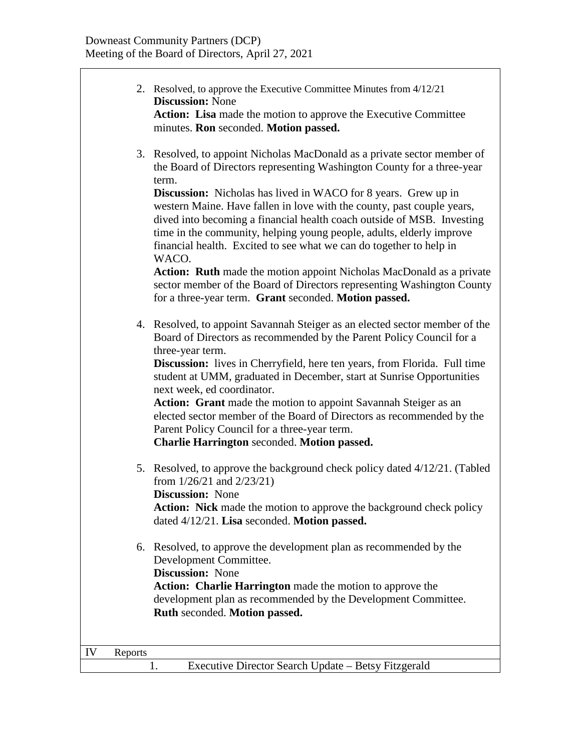2. Resolved, to approve the Executive Committee Minutes from 4/12/21
   **Discussion:** None
   **Action: Lisa** made the motion to approve the Executive Committee minutes. **Ron** seconded. **Motion passed.**

3. Resolved, to appoint Nicholas MacDonald as a private sector member of the Board of Directors representing Washington County for a three-year term.
   **Discussion:** Nicholas has lived in WACO for 8 years. Grew up in western Maine. Have fallen in love with the county, past couple years, dived into becoming a financial health coach outside of MSB. Investing time in the community, helping young people, adults, elderly improve financial health. Excited to see what we can do together to help in WACO.
   **Action: Ruth** made the motion appoint Nicholas MacDonald as a private sector member of the Board of Directors representing Washington County for a three-year term. **Grant** seconded. **Motion passed.**

4. Resolved, to appoint Savannah Steiger as an elected sector member of the Board of Directors as recommended by the Parent Policy Council for a three-year term.
   **Discussion:** lives in Cherryfield, here ten years, from Florida. Full time student at UMM, graduated in December, start at Sunrise Opportunities next week, ed coordinator.
   **Action: Grant** made the motion to appoint Savannah Steiger as an elected sector member of the Board of Directors as recommended by the Parent Policy Council for a three-year term.
   **Charlie Harrington** seconded. **Motion passed.**

5. Resolved, to approve the background check policy dated 4/12/21. (Tabled from 1/26/21 and 2/23/21)
   **Discussion:** None
   **Action: Nick** made the motion to approve the background check policy dated 4/12/21. **Lisa** seconded. **Motion passed.**

6. Resolved, to approve the development plan as recommended by the Development Committee.
   **Discussion:** None
   **Action: Charlie Harrington** made the motion to approve the development plan as recommended by the Development Committee. **Ruth** seconded. **Motion passed.**

IV Reports

1. Executive Director Search Update – Betsy Fitzgerald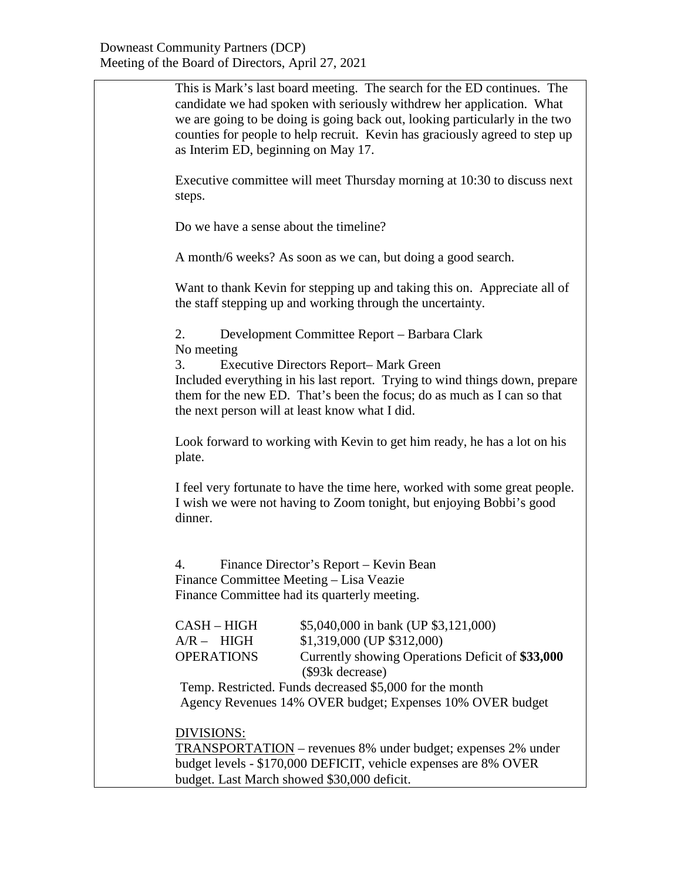Downeast Community Partners (DCP)
Meeting of the Board of Directors, April 27, 2021

This is Mark's last board meeting. The search for the ED continues. The candidate we had spoken with seriously withdrew her application. What we are going to be doing is going back out, looking particularly in the two counties for people to help recruit. Kevin has graciously agreed to step up as Interim ED, beginning on May 17.

Executive committee will meet Thursday morning at 10:30 to discuss next steps.

Do we have a sense about the timeline?

A month/6 weeks? As soon as we can, but doing a good search.

Want to thank Kevin for stepping up and taking this on. Appreciate all of the staff stepping up and working through the uncertainty.

2. Development Committee Report – Barbara Clark
No meeting

3. Executive Directors Report– Mark Green
Included everything in his last report. Trying to wind things down, prepare them for the new ED. That's been the focus; do as much as I can so that the next person will at least know what I did.

Look forward to working with Kevin to get him ready, he has a lot on his plate.

I feel very fortunate to have the time here, worked with some great people. I wish we were not having to Zoom tonight, but enjoying Bobbi's good dinner.

4. Finance Director's Report – Kevin Bean
Finance Committee Meeting – Lisa Veazie
Finance Committee had its quarterly meeting.

| | |
|---|---|
| CASH – HIGH | \$5,040,000 in bank (UP \$3,121,000) |
| A/R – HIGH | \$1,319,000 (UP \$312,000) |
| OPERATIONS | Currently showing Operations Deficit of **\$33,000** (\$93k decrease) |

Temp. Restricted. Funds decreased \$5,000 for the month
Agency Revenues 14% OVER budget; Expenses 10% OVER budget

DIVISIONS:
TRANSPORTATION – revenues 8% under budget; expenses 2% under budget levels - \$170,000 DEFICIT, vehicle expenses are 8% OVER budget. Last March showed \$30,000 deficit.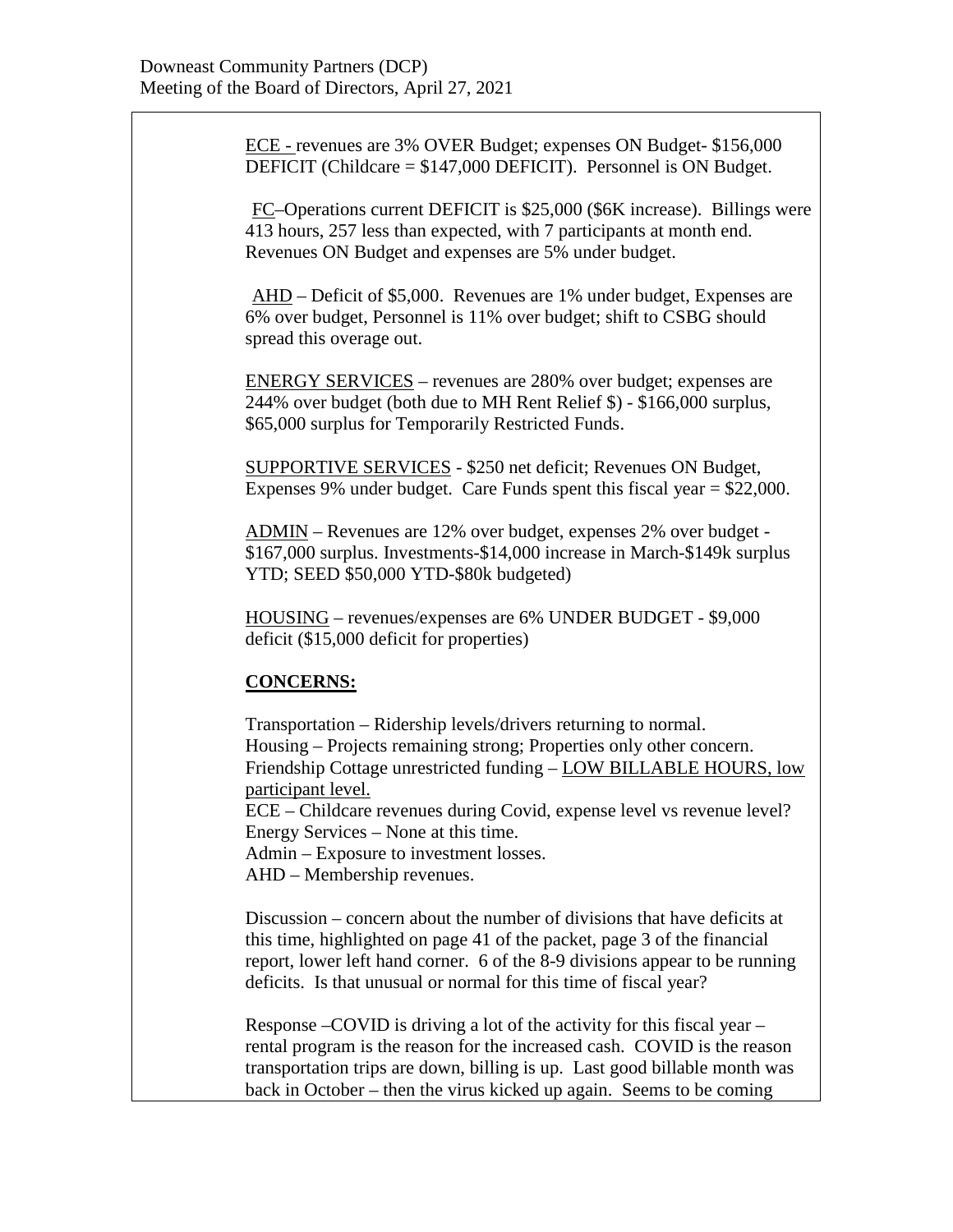ECE - revenues are 3% OVER Budget; expenses ON Budget- $156,000 DEFICIT (Childcare = $147,000 DEFICIT). Personnel is ON Budget.

FC–Operations current DEFICIT is $25,000 ($6K increase). Billings were 413 hours, 257 less than expected, with 7 participants at month end. Revenues ON Budget and expenses are 5% under budget.

AHD – Deficit of $5,000. Revenues are 1% under budget, Expenses are 6% over budget, Personnel is 11% over budget; shift to CSBG should spread this overage out.

ENERGY SERVICES – revenues are 280% over budget; expenses are 244% over budget (both due to MH Rent Relief $) - $166,000 surplus, $65,000 surplus for Temporarily Restricted Funds.

SUPPORTIVE SERVICES - $250 net deficit; Revenues ON Budget, Expenses 9% under budget. Care Funds spent this fiscal year = $22,000.

ADMIN – Revenues are 12% over budget, expenses 2% over budget - $167,000 surplus. Investments-$14,000 increase in March-$149k surplus YTD; SEED $50,000 YTD-$80k budgeted)

HOUSING – revenues/expenses are 6% UNDER BUDGET - $9,000 deficit ($15,000 deficit for properties)

**CONCERNS:**

Transportation – Ridership levels/drivers returning to normal.
Housing – Projects remaining strong; Properties only other concern.
Friendship Cottage unrestricted funding – LOW BILLABLE HOURS, low participant level.
ECE – Childcare revenues during Covid, expense level vs revenue level?
Energy Services – None at this time.
Admin – Exposure to investment losses.
AHD – Membership revenues.

Discussion – concern about the number of divisions that have deficits at this time, highlighted on page 41 of the packet, page 3 of the financial report, lower left hand corner. 6 of the 8-9 divisions appear to be running deficits. Is that unusual or normal for this time of fiscal year?

Response –COVID is driving a lot of the activity for this fiscal year – rental program is the reason for the increased cash. COVID is the reason transportation trips are down, billing is up. Last good billable month was back in October – then the virus kicked up again. Seems to be coming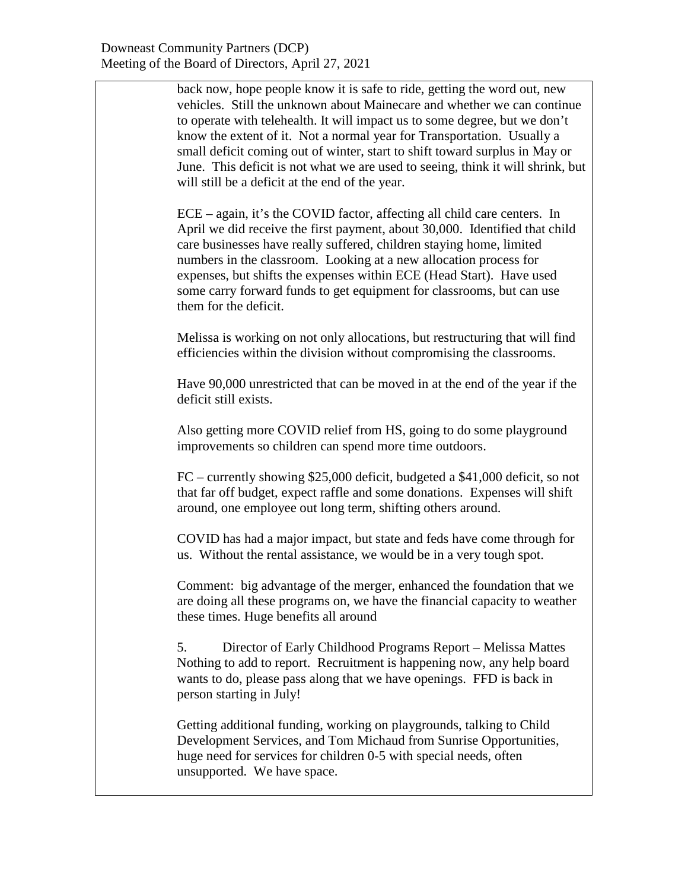back now, hope people know it is safe to ride, getting the word out, new vehicles. Still the unknown about Mainecare and whether we can continue to operate with telehealth. It will impact us to some degree, but we don't know the extent of it. Not a normal year for Transportation. Usually a small deficit coming out of winter, start to shift toward surplus in May or June. This deficit is not what we are used to seeing, think it will shrink, but will still be a deficit at the end of the year.

ECE – again, it's the COVID factor, affecting all child care centers. In April we did receive the first payment, about 30,000. Identified that child care businesses have really suffered, children staying home, limited numbers in the classroom. Looking at a new allocation process for expenses, but shifts the expenses within ECE (Head Start). Have used some carry forward funds to get equipment for classrooms, but can use them for the deficit.

Melissa is working on not only allocations, but restructuring that will find efficiencies within the division without compromising the classrooms.

Have 90,000 unrestricted that can be moved in at the end of the year if the deficit still exists.

Also getting more COVID relief from HS, going to do some playground improvements so children can spend more time outdoors.

FC – currently showing $25,000 deficit, budgeted a $41,000 deficit, so not that far off budget, expect raffle and some donations. Expenses will shift around, one employee out long term, shifting others around.

COVID has had a major impact, but state and feds have come through for us. Without the rental assistance, we would be in a very tough spot.

Comment: big advantage of the merger, enhanced the foundation that we are doing all these programs on, we have the financial capacity to weather these times. Huge benefits all around

5. Director of Early Childhood Programs Report – Melissa Mattes
Nothing to add to report. Recruitment is happening now, any help board wants to do, please pass along that we have openings. FFD is back in person starting in July!

Getting additional funding, working on playgrounds, talking to Child Development Services, and Tom Michaud from Sunrise Opportunities, huge need for services for children 0-5 with special needs, often unsupported. We have space.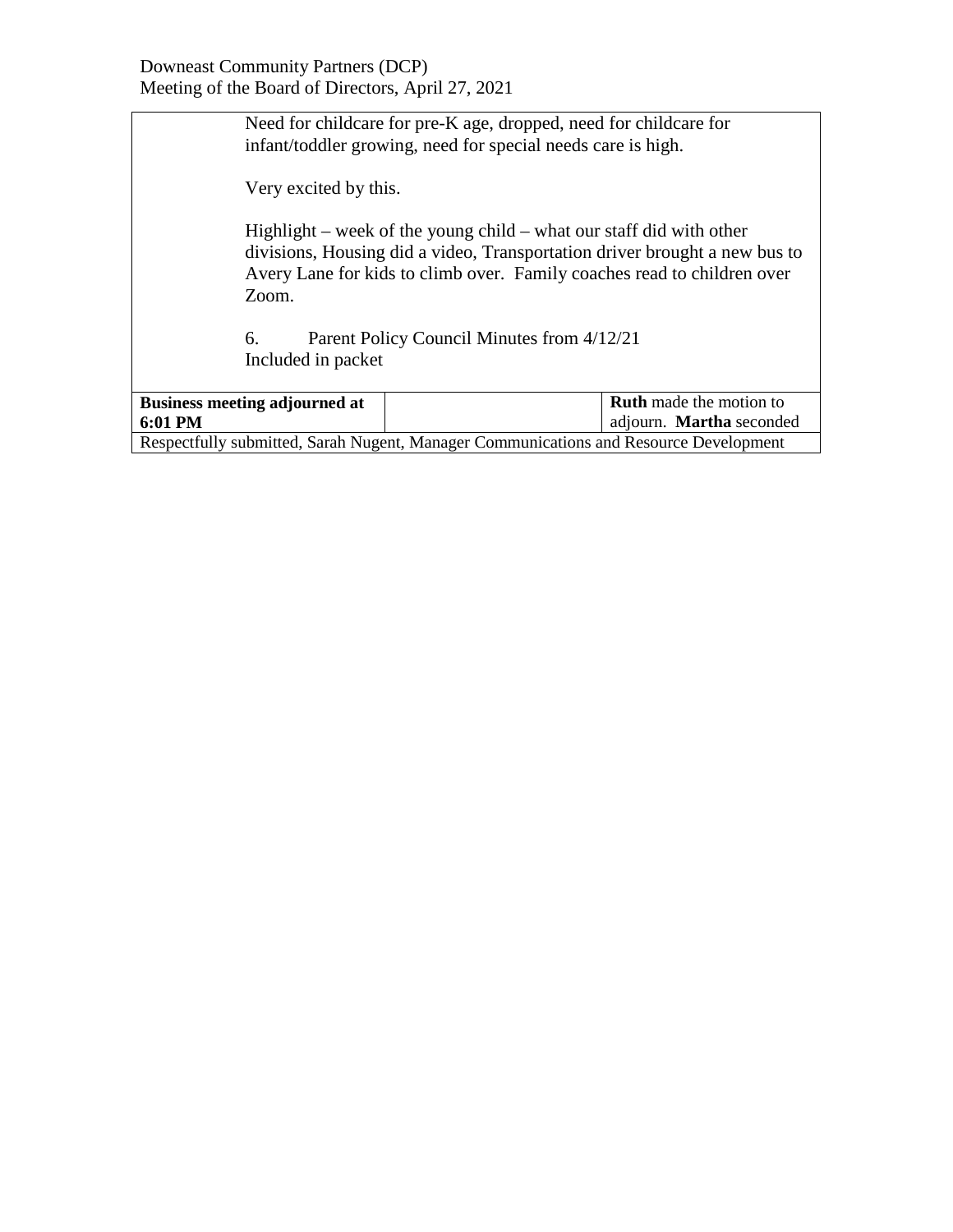| | | |
|---|---|---|
| | Need for childcare for pre-K age, dropped, need for childcare for infant/toddler growing, need for special needs care is high.<br><br>Very excited by this.<br><br>Highlight – week of the young child – what our staff did with other divisions, Housing did a video, Transportation driver brought a new bus to Avery Lane for kids to climb over. Family coaches read to children over Zoom.<br><br>6. Parent Policy Council Minutes from 4/12/21<br>Included in packet | |
| **Business meeting adjourned at 6:01 PM** | | **Ruth** made the motion to adjourn. **Martha** seconded |
| Respectfully submitted, Sarah Nugent, Manager Communications and Resource Development | | |